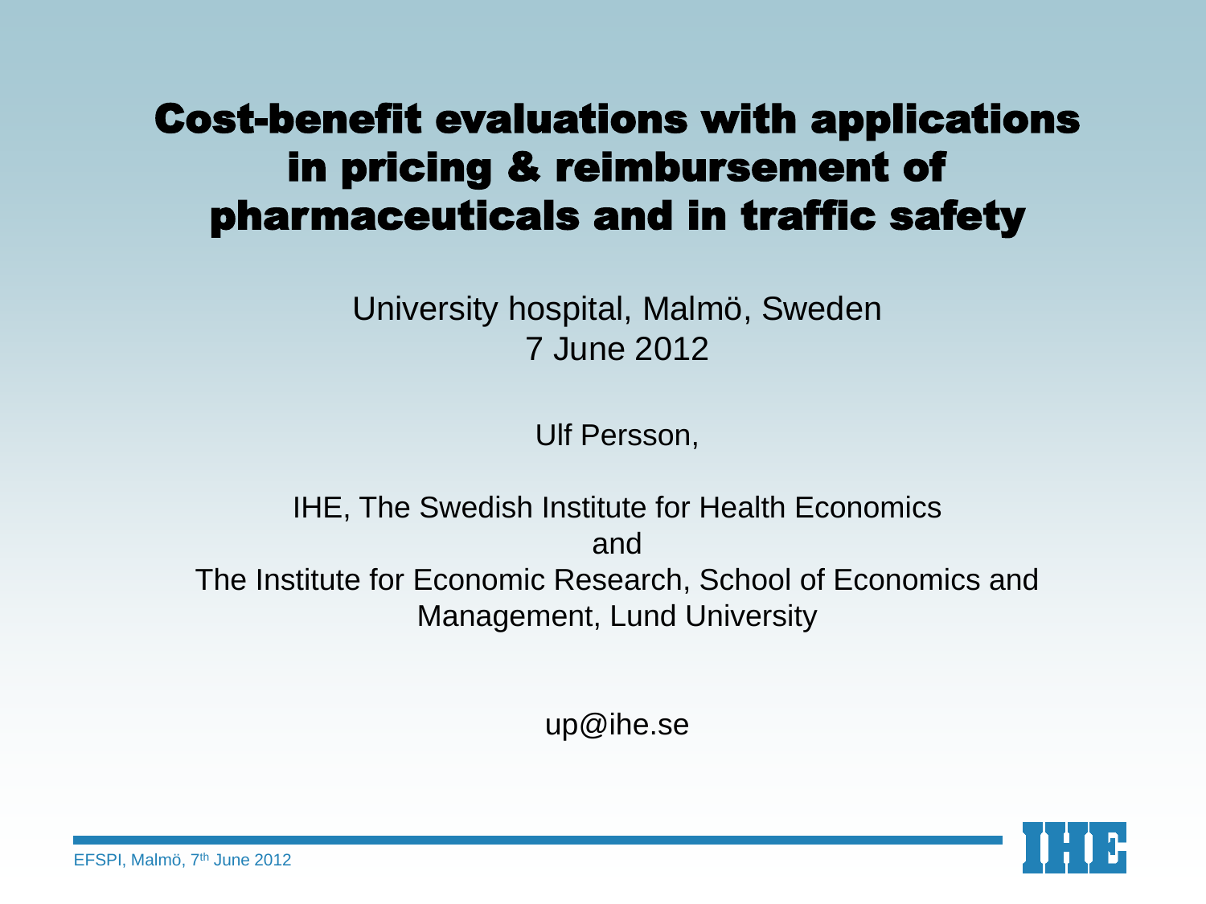# Cost-benefit evaluations with applications in pricing & reimbursement of pharmaceuticals and in traffic safety

University hospital, Malmö, Sweden
7 June 2012

Ulf Persson,

IHE, The Swedish Institute for Health Economics
and
The Institute for Economic Research, School of Economics and Management, Lund University

up@ihe.se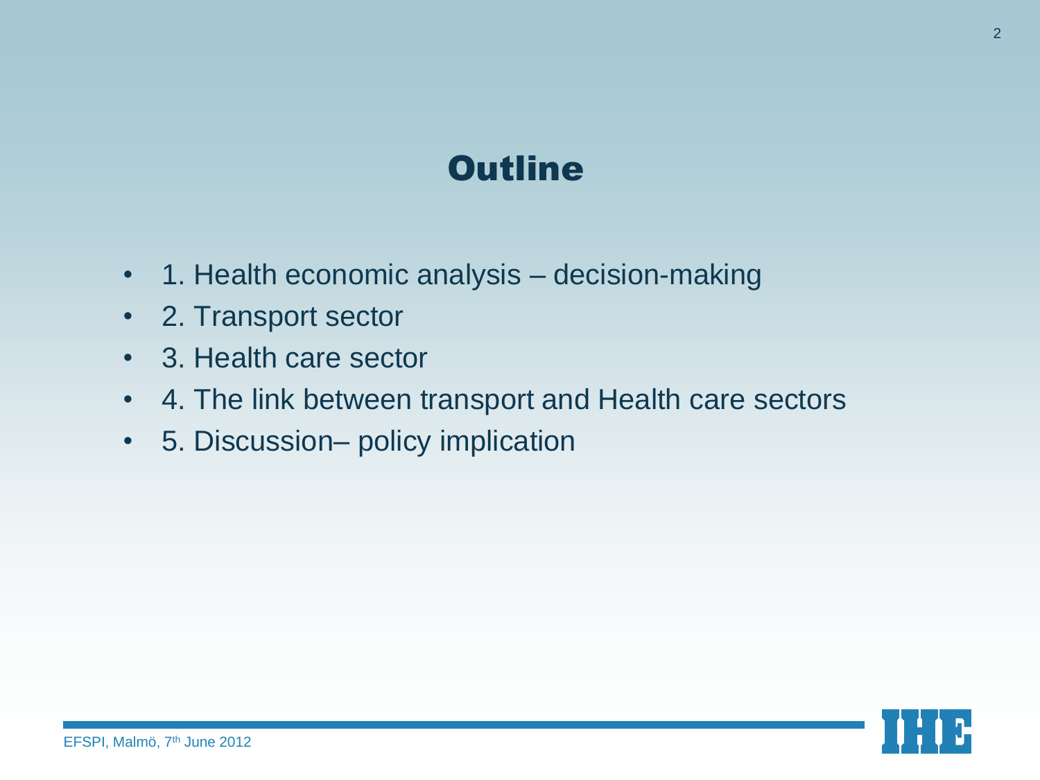# Outline

- 1. Health economic analysis – decision-making
- 2. Transport sector
- 3. Health care sector
- 4. The link between transport and Health care sectors
- 5. Discussion– policy implication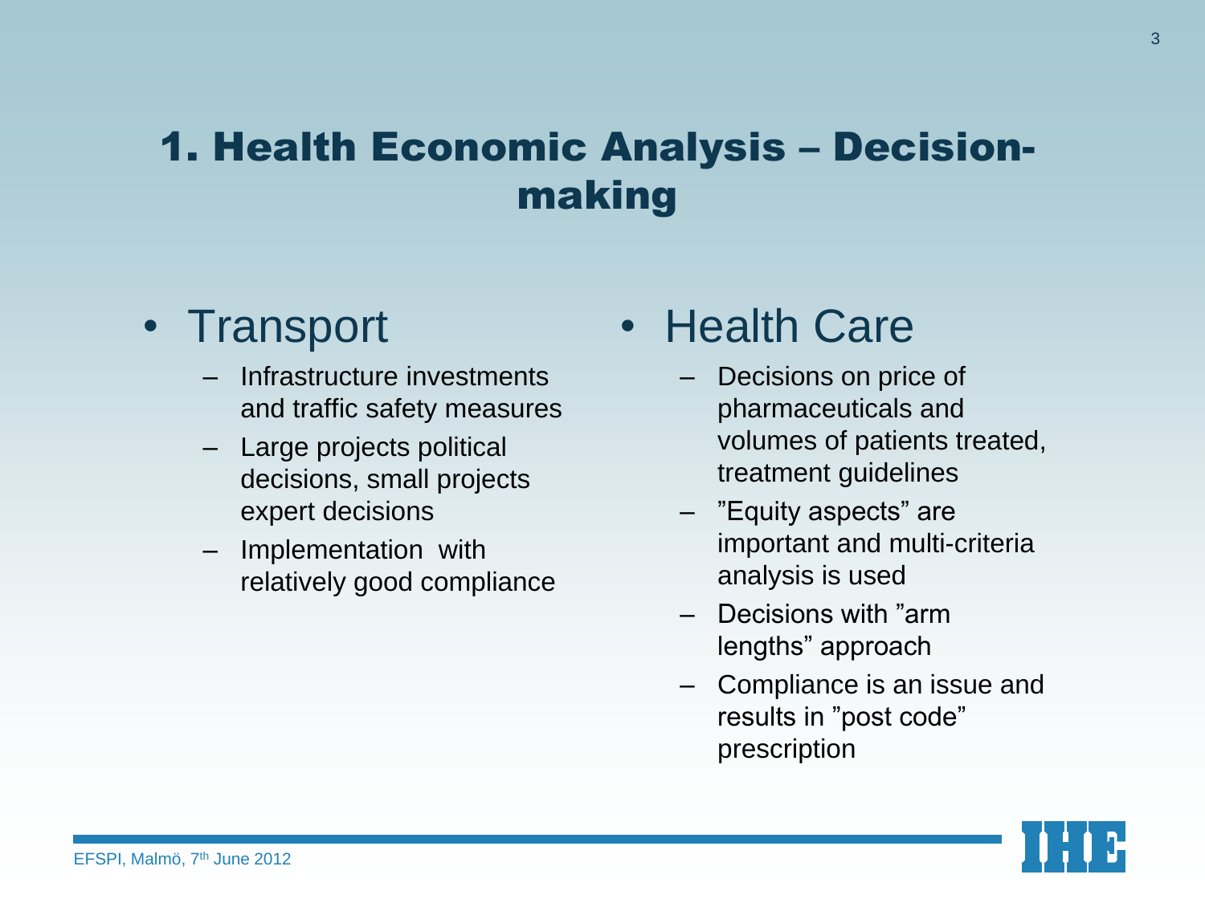# 1. Health Economic Analysis – Decision-making

- Transport
  - Infrastructure investments and traffic safety measures
  - Large projects political decisions, small projects expert decisions
  - Implementation with relatively good compliance

- Health Care
  - Decisions on price of pharmaceuticals and volumes of patients treated, treatment guidelines
  - ”Equity aspects” are important and multi-criteria analysis is used
  - Decisions with ”arm lengths” approach
  - Compliance is an issue and results in ”post code” prescription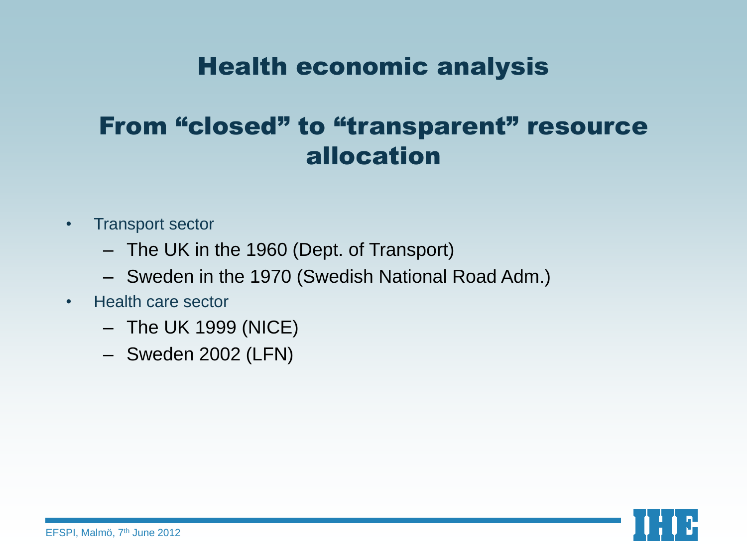# Health economic analysis

## From “closed” to “transparent” resource allocation

- Transport sector
  - The UK in the 1960 (Dept. of Transport)
  - Sweden in the 1970 (Swedish National Road Adm.)
- Health care sector
  - The UK 1999 (NICE)
  - Sweden 2002 (LFN)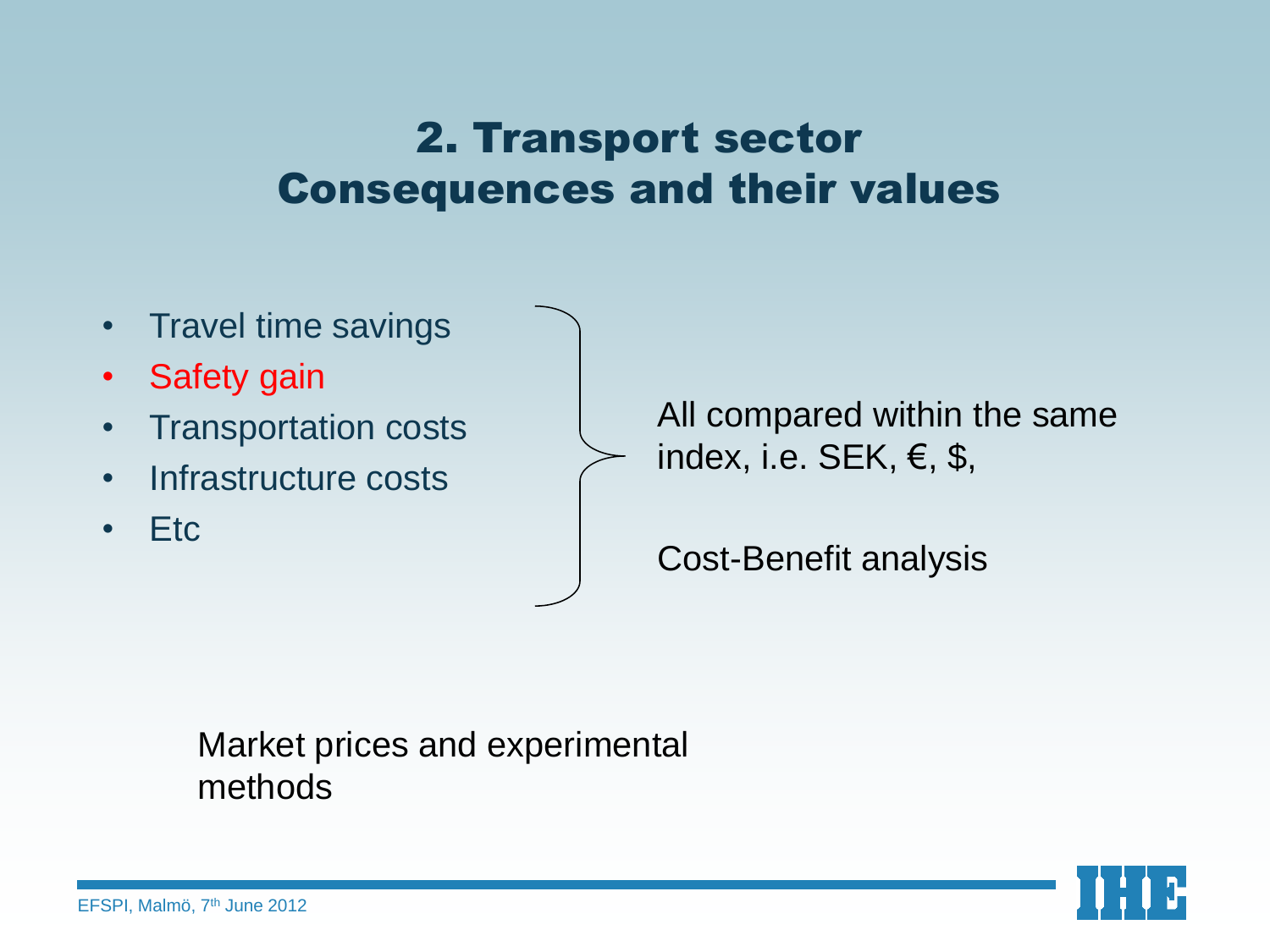# 2. Transport sector
# Consequences and their values

- Travel time savings
- Safety gain
- Transportation costs
- Infrastructure costs
- Etc

All compared within the same index, i.e. SEK, €, $,

Cost-Benefit analysis

Market prices and experimental methods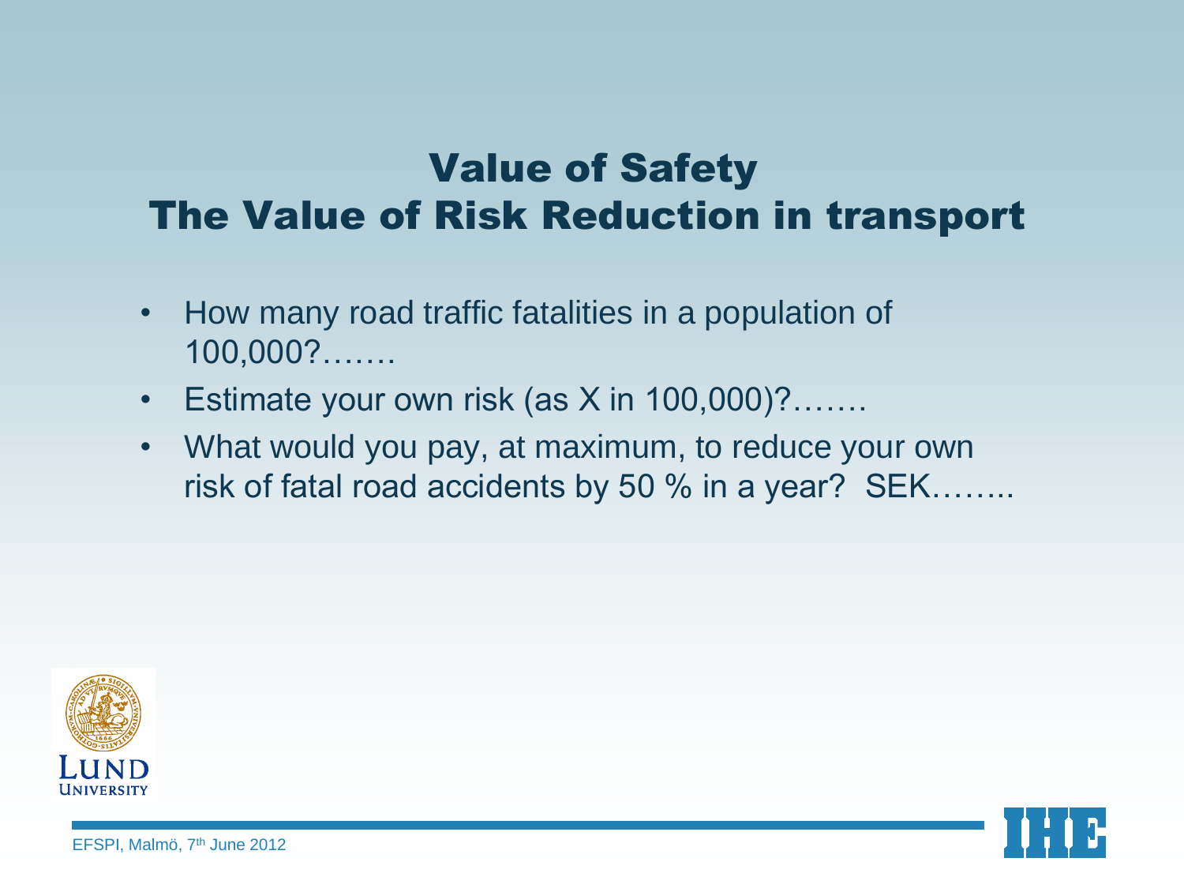# Value of Safety
# The Value of Risk Reduction in transport

- How many road traffic fatalities in a population of 100,000?…….
- Estimate your own risk (as X in 100,000)?…….
- What would you pay, at maximum, to reduce your own risk of fatal road accidents by 50 % in a year? SEK……..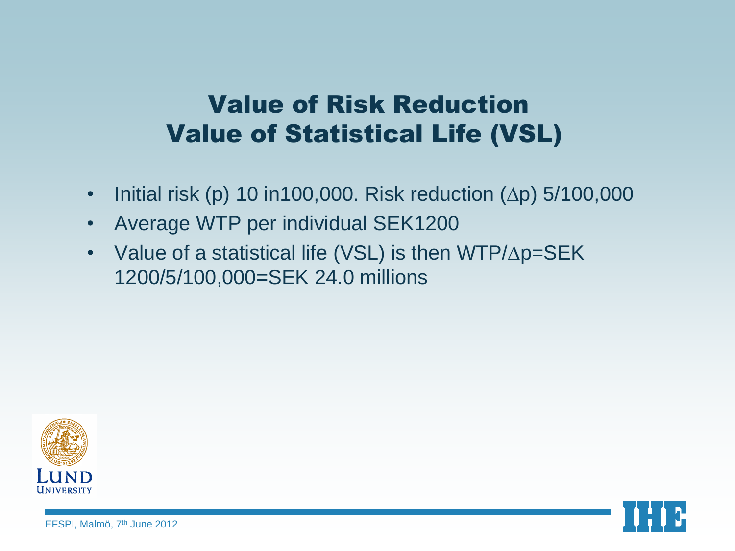# Value of Risk Reduction
# Value of Statistical Life (VSL)

- Initial risk ($p$) 10 in100,000. Risk reduction ($\Delta p$) 5/100,000
- Average WTP per individual SEK1200
- Value of a statistical life (VSL) is then WTP/$\Delta$p=SEK 1200/5/100,000=SEK 24.0 millions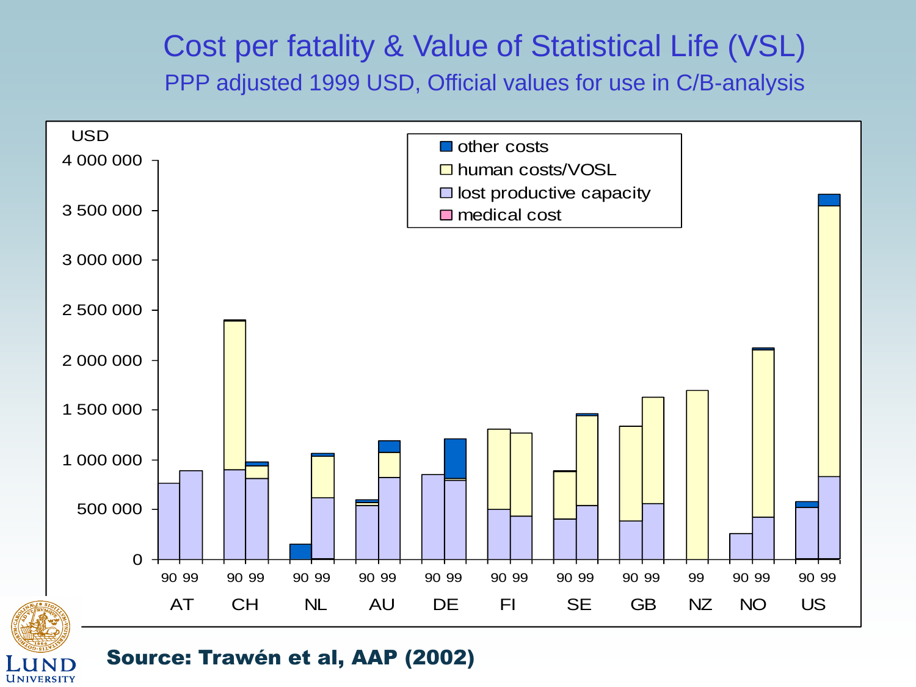# Cost per fatality & Value of Statistical Life (VSL)

## PPP adjusted 1999 USD, Official values for use in C/B-analysis

USD

4 000 000
3 500 000
3 000 000
2 500 000
2 000 000
1 500 000
1 000 000
500 000
0

- other costs
- human costs/VOSL
- lost productive capacity
- medical cost

90 99 | 90 99 | 90 99 | 90 99 | 90 99 | 90 99 | 90 99 | 90 99 | 99 | 90 99 | 90 99

AT | CH | NL | AU | DE | FI | SE | GB | NZ | NO | US

**Source: Trawén et al, AAP (2002)**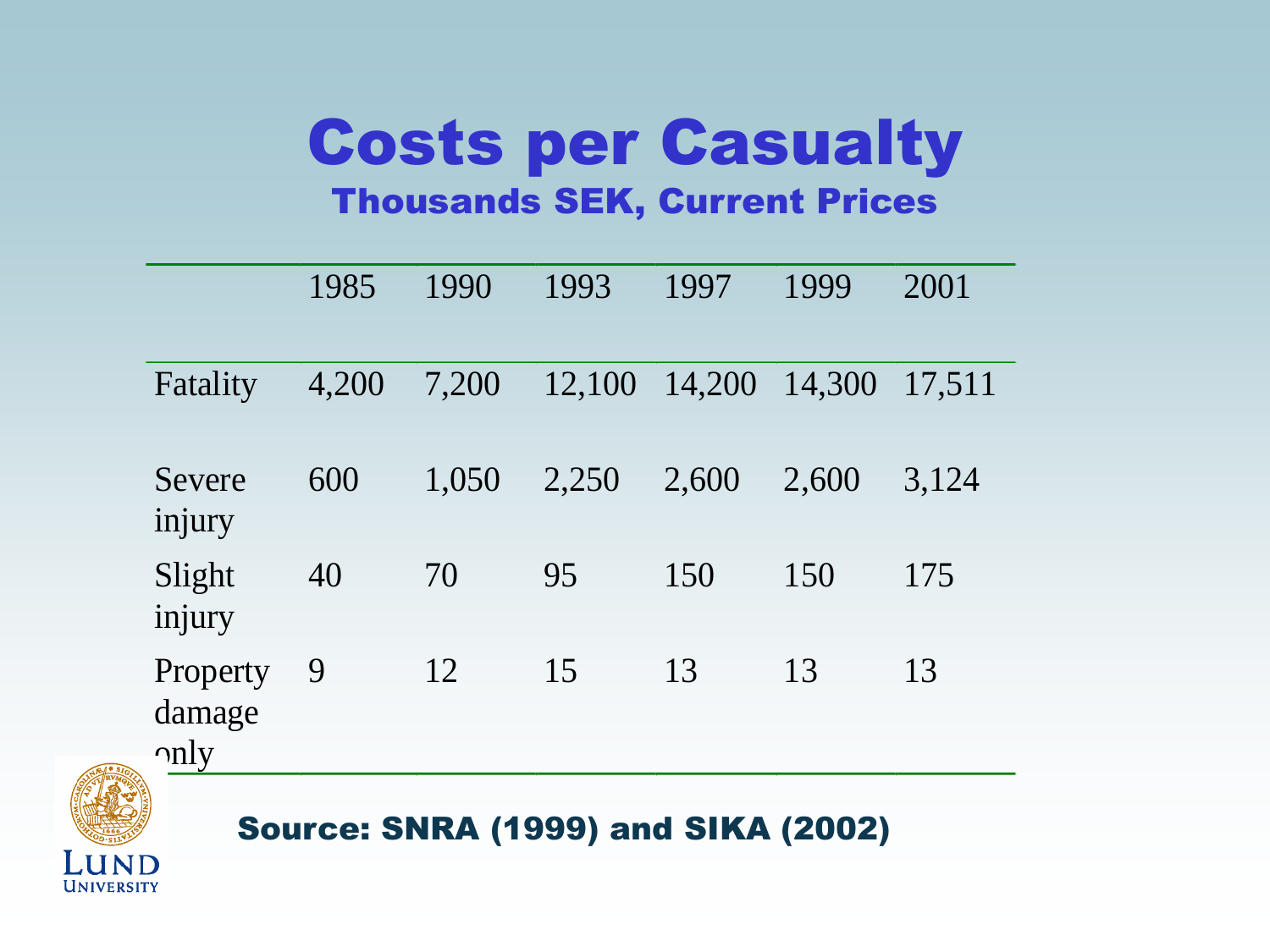# Costs per Casualty

## Thousands SEK, Current Prices

| | 1985 | 1990 | 1993 | 1997 | 1999 | 2001 |
|---|---|---|---|---|---|---|
| Fatality | 4,200 | 7,200 | 12,100 | 14,200 | 14,300 | 17,511 |
| Severe injury | 600 | 1,050 | 2,250 | 2,600 | 2,600 | 3,124 |
| Slight injury | 40 | 70 | 95 | 150 | 150 | 175 |
| Property damage only | 9 | 12 | 15 | 13 | 13 | 13 |

**Source: SNRA (1999) and SIKA (2002)**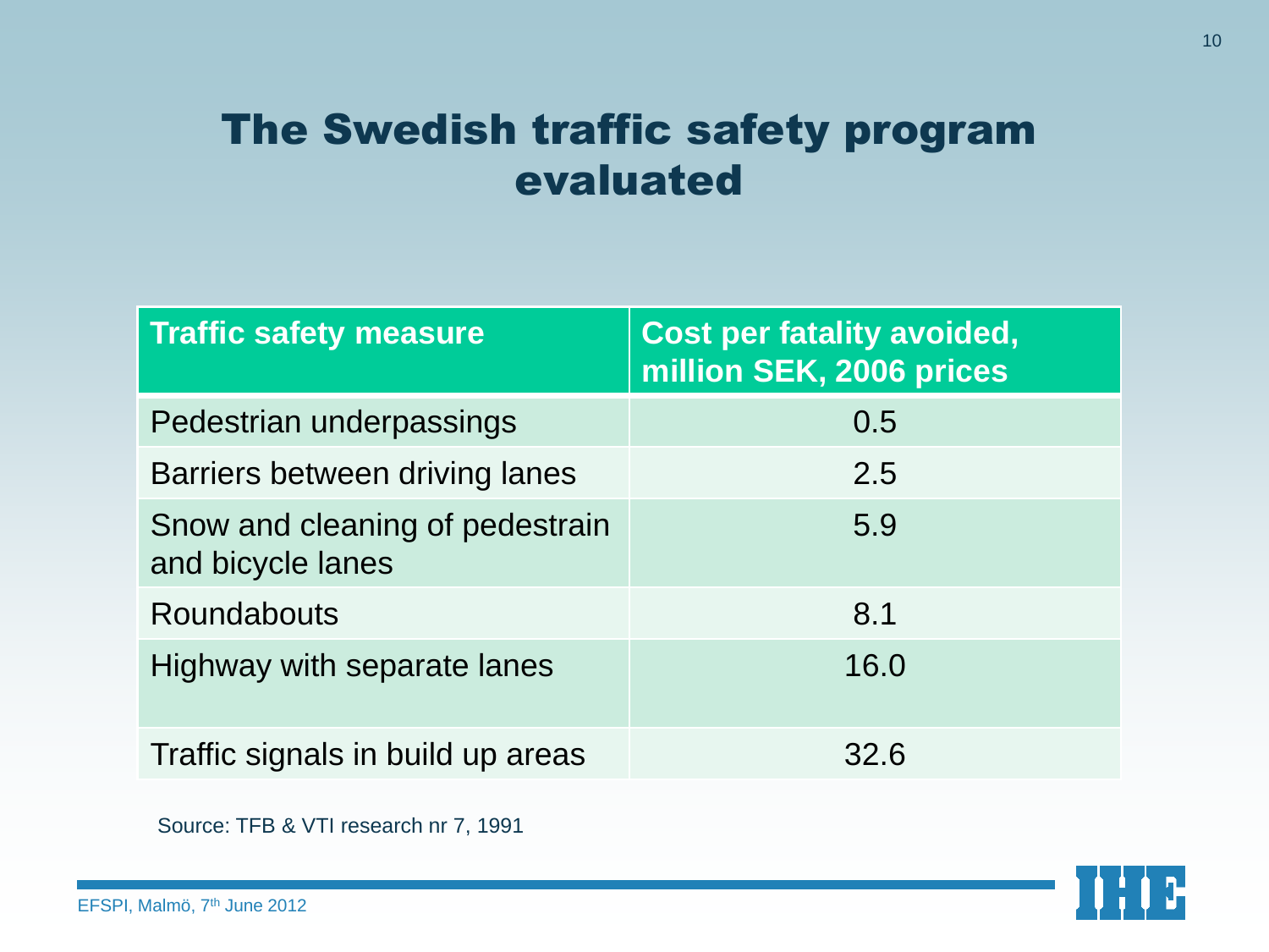# The Swedish traffic safety program evaluated

| Traffic safety measure | Cost per fatality avoided, million SEK, 2006 prices |
|---|---|
| Pedestrian underpassings | 0.5 |
| Barriers between driving lanes | 2.5 |
| Snow and cleaning of pedestrain and bicycle lanes | 5.9 |
| Roundabouts | 8.1 |
| Highway with separate lanes | 16.0 |
| Traffic signals in build up areas | 32.6 |

Source: TFB & VTI research nr 7, 1991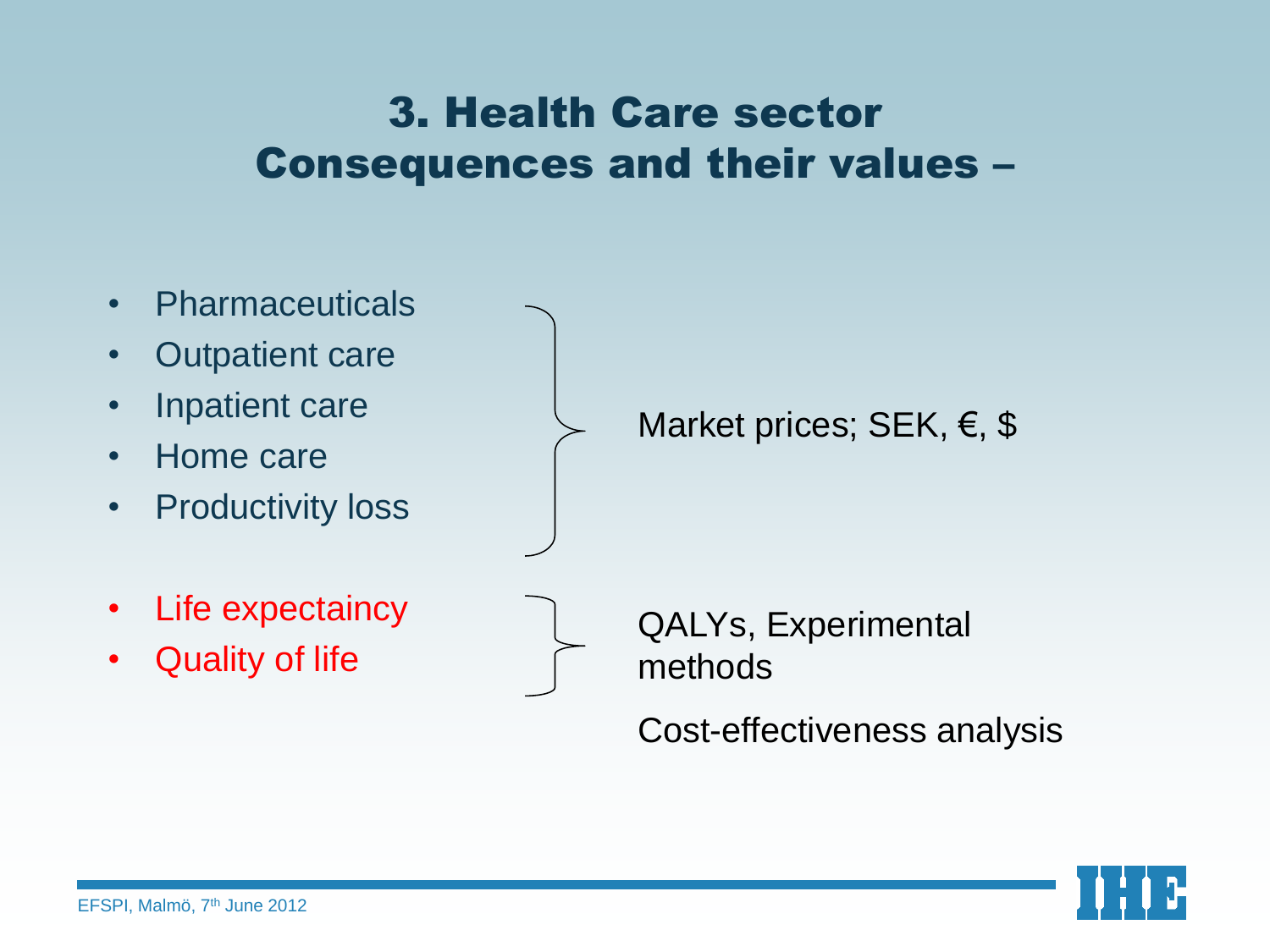# 3. Health Care sector Consequences and their values –

- Pharmaceuticals
- Outpatient care
- Inpatient care
- Home care
- Productivity loss

Market prices; SEK, €, $

- Life expectaincy
- Quality of life

QALYs, Experimental methods

Cost-effectiveness analysis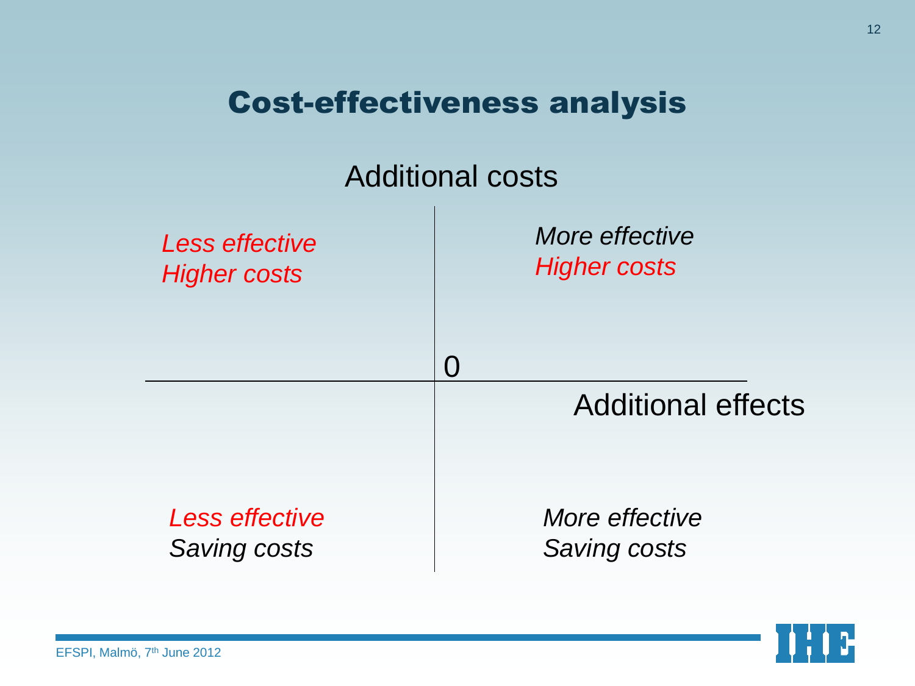# Cost-effectiveness analysis

Additional costs

| | |
|---|---|
| *Less effective* *Higher costs* | *More effective* *Higher costs* |
| *Less effective* *Saving costs* | *More effective* *Saving costs* |

0

Additional effects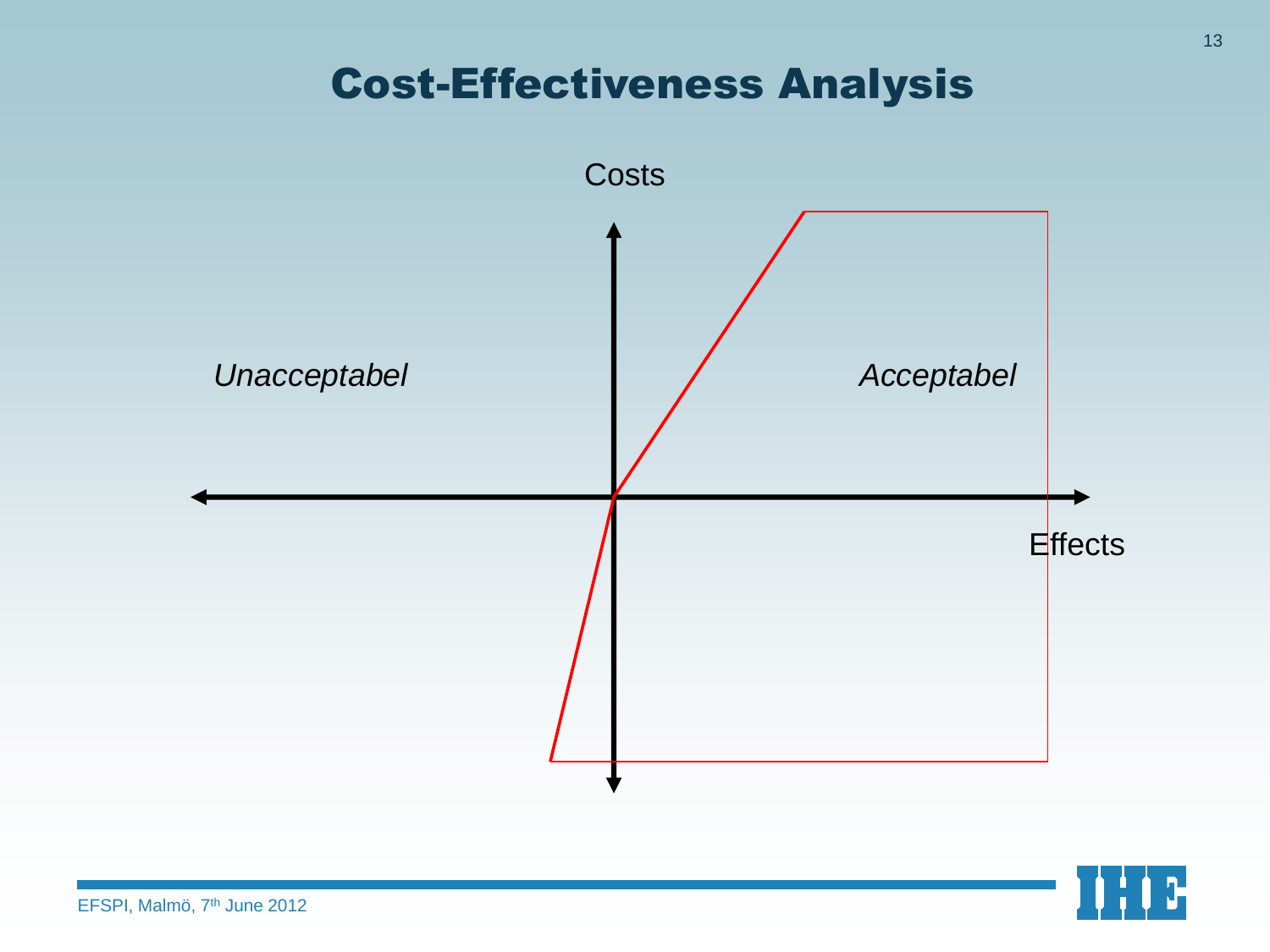# Cost-Effectiveness Analysis

Costs

*Unacceptabel*

*Acceptabel*

Effects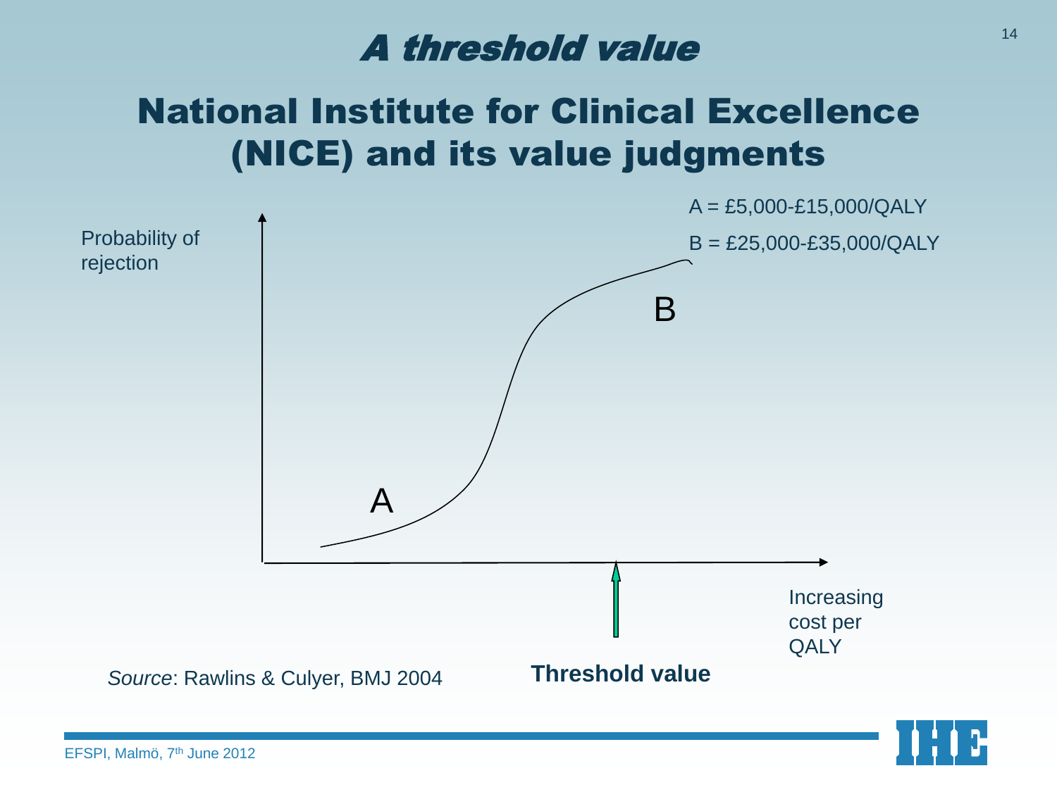# A threshold value

## National Institute for Clinical Excellence (NICE) and its value judgments

A = £5,000-£15,000/QALY

B = £25,000-£35,000/QALY

Probability of rejection

A

B

Increasing cost per QALY

**Threshold value**

*Source*: Rawlins & Culyer, BMJ 2004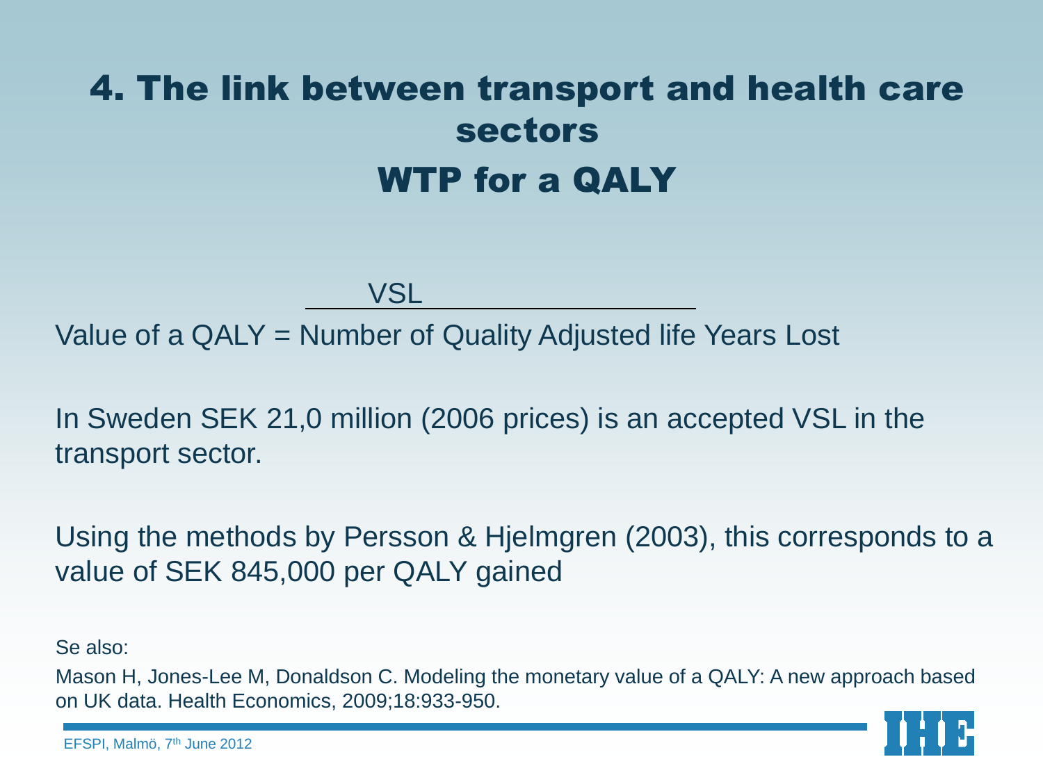# 4. The link between transport and health care sectors

## WTP for a QALY

$$\text{Value of a QALY} = \frac{\text{VSL}}{\text{Number of Quality Adjusted life Years Lost}}$$

In Sweden SEK 21,0 million (2006 prices) is an accepted VSL in the transport sector.

Using the methods by Persson & Hjelmgren (2003), this corresponds to a value of SEK 845,000 per QALY gained

Se also:

Mason H, Jones-Lee M, Donaldson C. Modeling the monetary value of a QALY: A new approach based on UK data. Health Economics, 2009;18:933-950.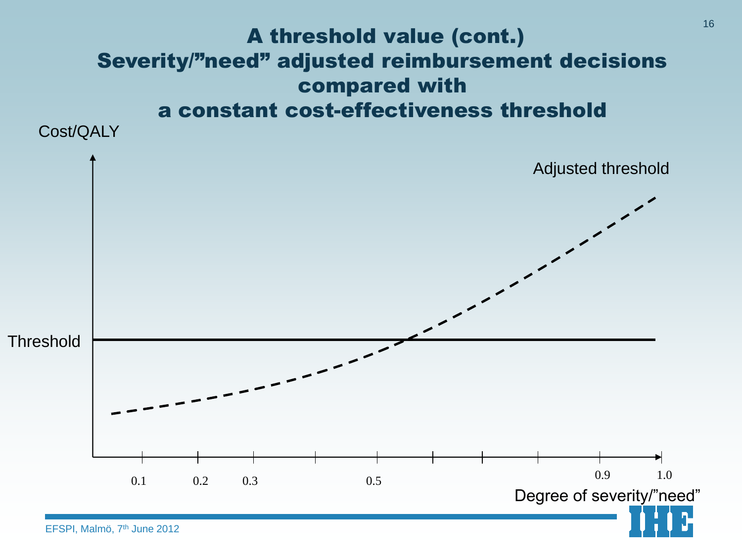# A threshold value (cont.)
## Severity/"need" adjusted reimbursement decisions compared with a constant cost-effectiveness threshold

Cost/QALY

Adjusted threshold

Threshold

0.1 0.2 0.3 0.5 0.9 1.0

Degree of severity/"need"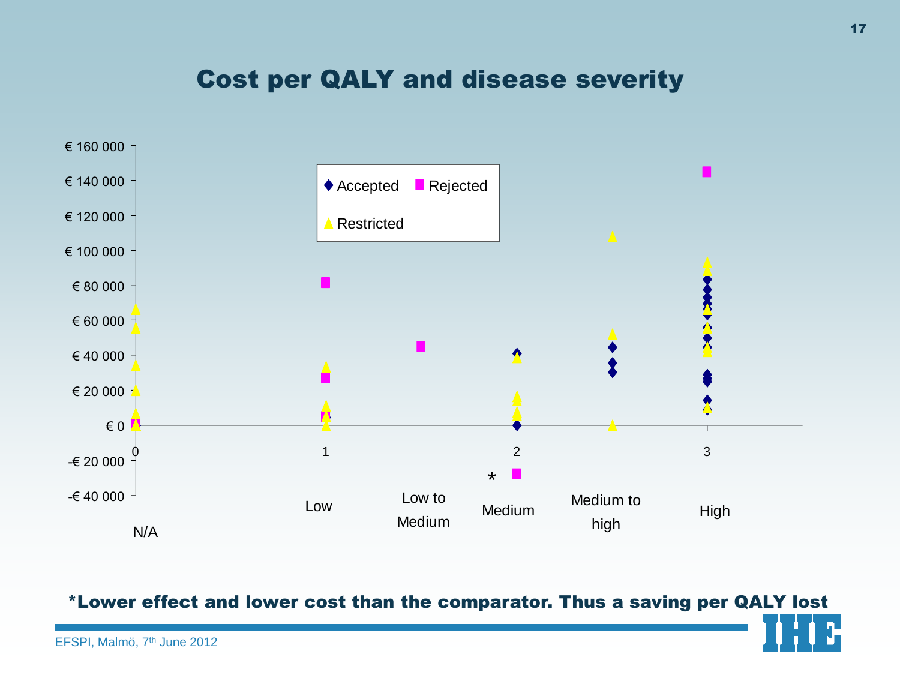# Cost per QALY and disease severity

€ 160 000

€ 140 000

€ 120 000

€ 100 000

€ 80 000

€ 60 000

€ 40 000

€ 20 000

€ 0

-€ 20 000

-€ 40 000

0 1 2 3

N/A Low Low to Medium Medium Medium to high High

◆ Accepted ■ Rejected ▲ Restricted

*

***Lower effect and lower cost than the comparator. Thus a saving per QALY lost**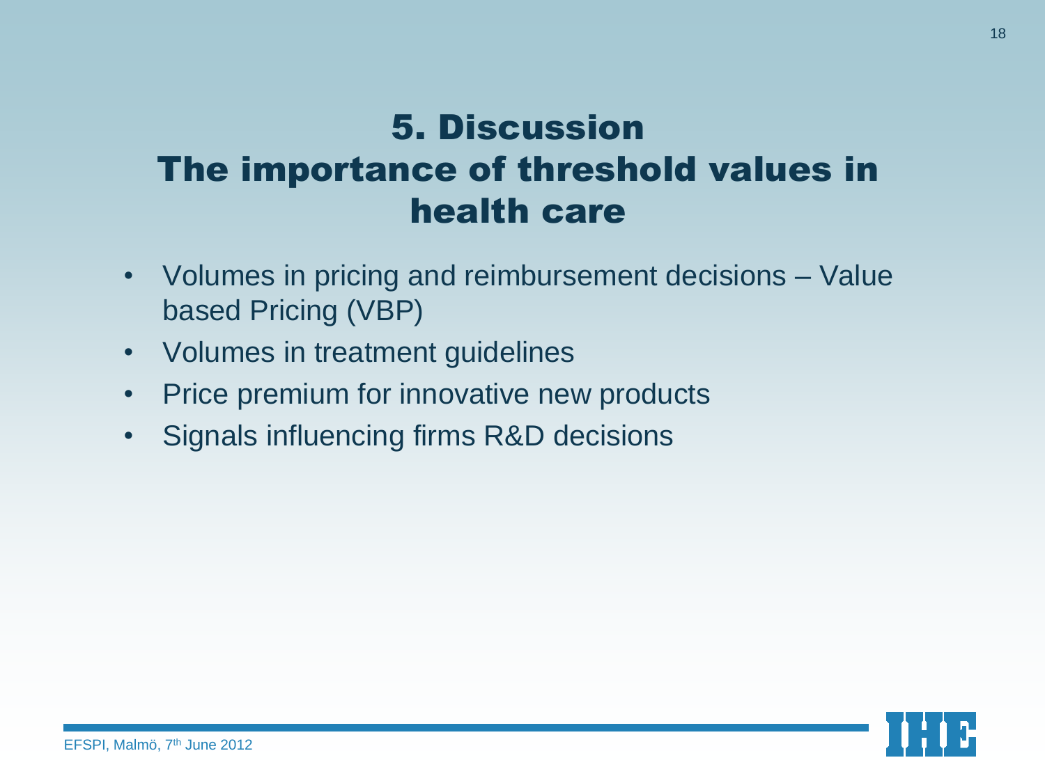# 5. Discussion
# The importance of threshold values in health care

- Volumes in pricing and reimbursement decisions – Value based Pricing (VBP)
- Volumes in treatment guidelines
- Price premium for innovative new products
- Signals influencing firms R&D decisions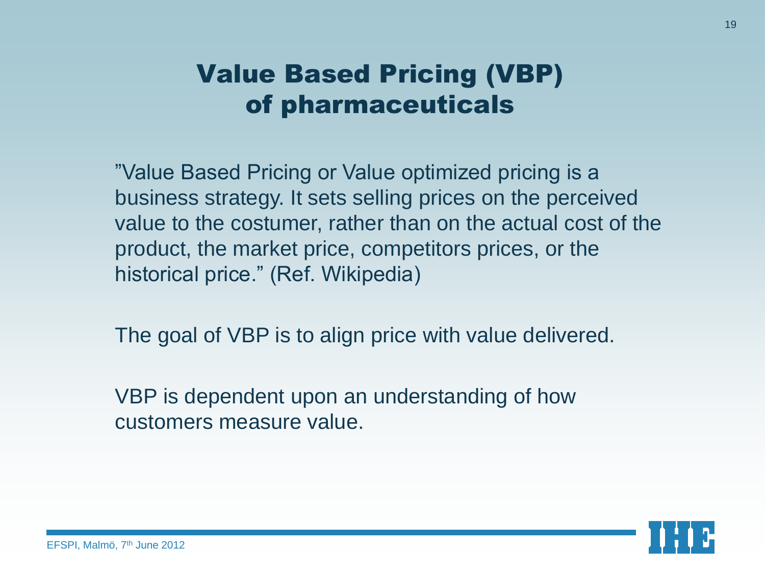# Value Based Pricing (VBP) of pharmaceuticals

”Value Based Pricing or Value optimized pricing is a business strategy. It sets selling prices on the perceived value to the costumer, rather than on the actual cost of the product, the market price, competitors prices, or the historical price.” (Ref. Wikipedia)

The goal of VBP is to align price with value delivered.

VBP is dependent upon an understanding of how customers measure value.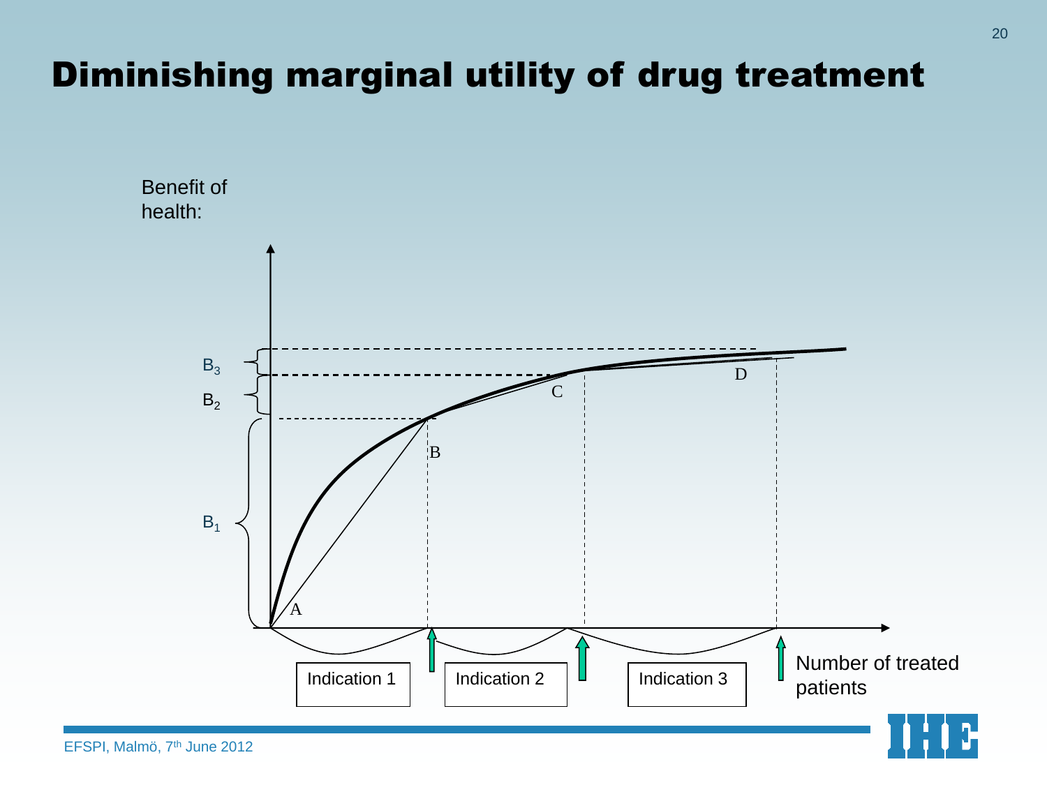# Diminishing marginal utility of drug treatment

Benefit of health:

$B_3$

$B_2$

$B_1$

A

B

C

D

Indication 1

Indication 2

Indication 3

Number of treated patients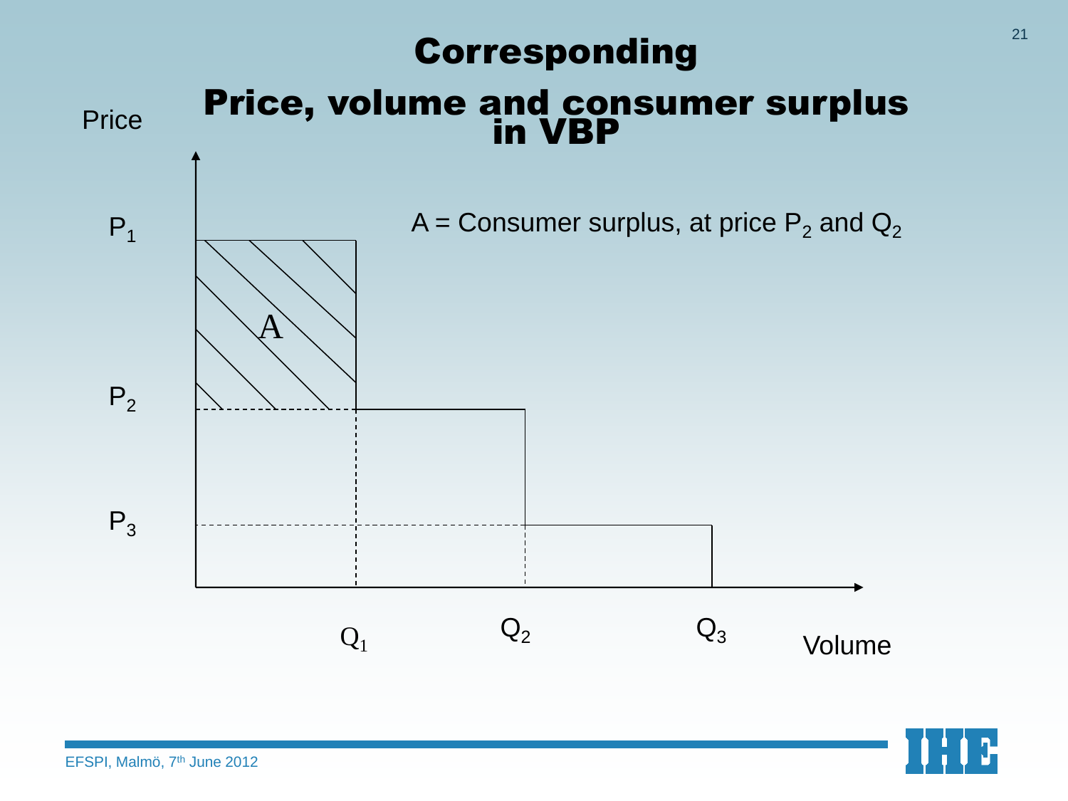# Corresponding

## Price, volume and consumer surplus in VBP

Price

$P_1$

$P_2$

$P_3$

A = Consumer surplus, at price $P_2$ and $Q_2$

A

$Q_1$ $Q_2$ $Q_3$ Volume

EFSPI, Malmö, 7th June 2012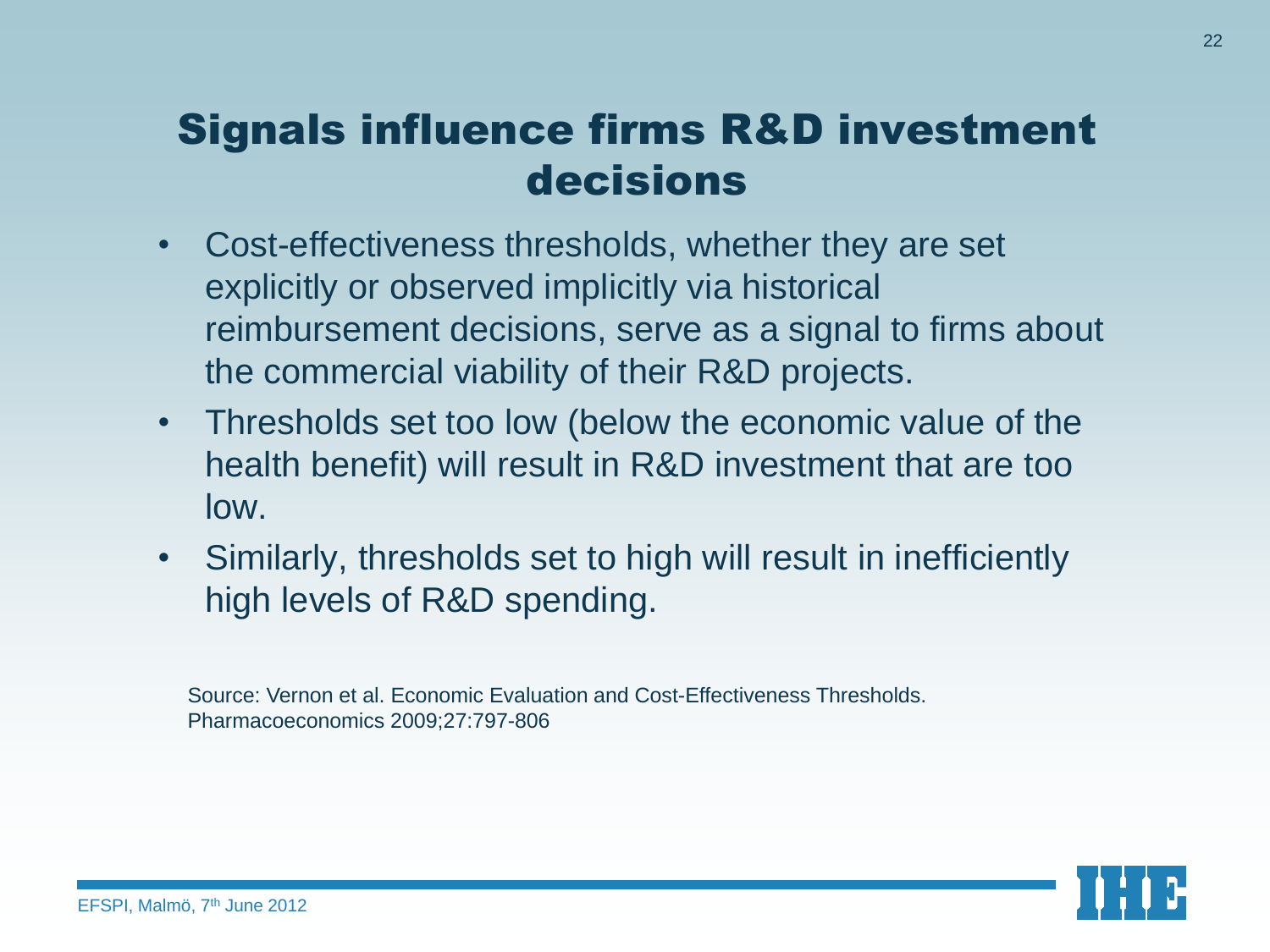# Signals influence firms R&D investment decisions

- Cost-effectiveness thresholds, whether they are set explicitly or observed implicitly via historical reimbursement decisions, serve as a signal to firms about the commercial viability of their R&D projects.
- Thresholds set too low (below the economic value of the health benefit) will result in R&D investment that are too low.
- Similarly, thresholds set to high will result in inefficiently high levels of R&D spending.

Source: Vernon et al. Economic Evaluation and Cost-Effectiveness Thresholds. Pharmacoeconomics 2009;27:797-806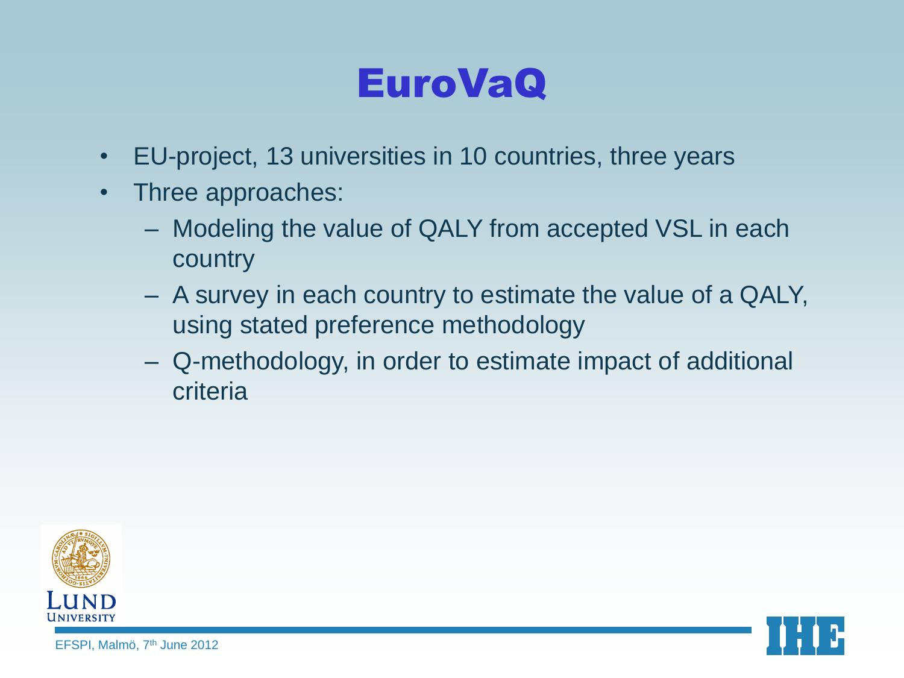# EuroVaQ

- EU-project, 13 universities in 10 countries, three years
- Three approaches:
  - Modeling the value of QALY from accepted VSL in each country
  - A survey in each country to estimate the value of a QALY, using stated preference methodology
  - Q-methodology, in order to estimate impact of additional criteria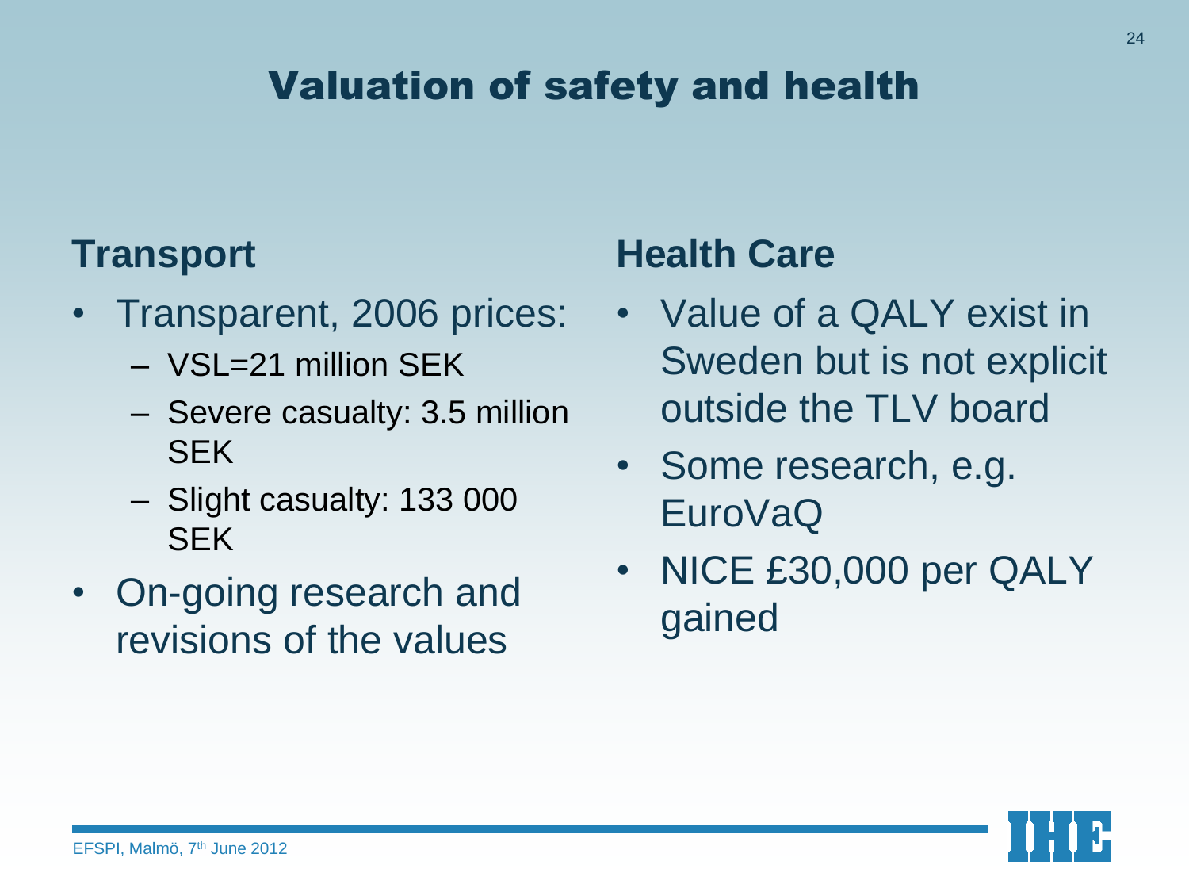# Valuation of safety and health

## Transport

- Transparent, 2006 prices:
  - VSL=21 million SEK
  - Severe casualty: 3.5 million SEK
  - Slight casualty: 133 000 SEK
- On-going research and revisions of the values

## Health Care

- Value of a QALY exist in Sweden but is not explicit outside the TLV board
- Some research, e.g. EuroVaQ
- NICE £30,000 per QALY gained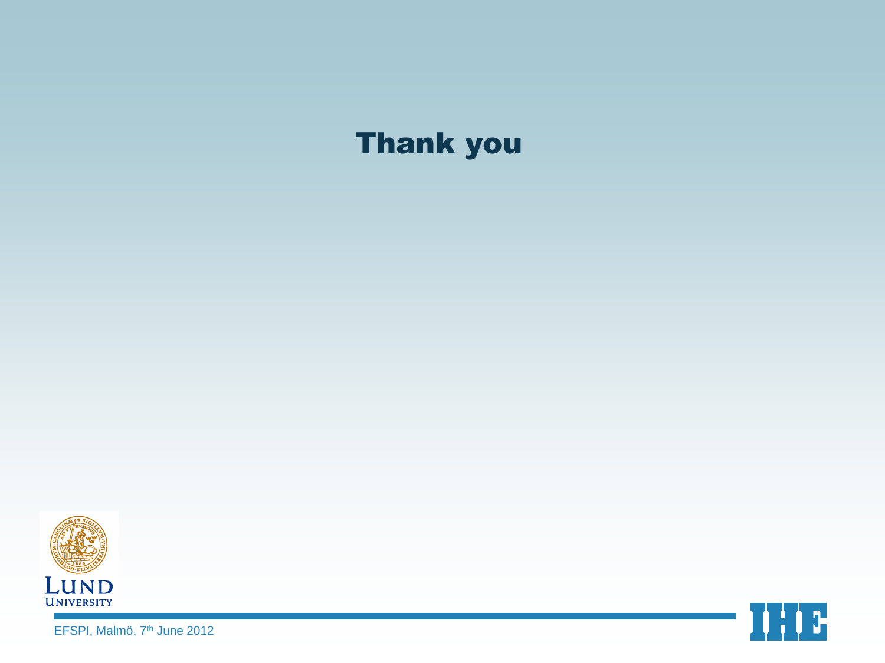# Thank you